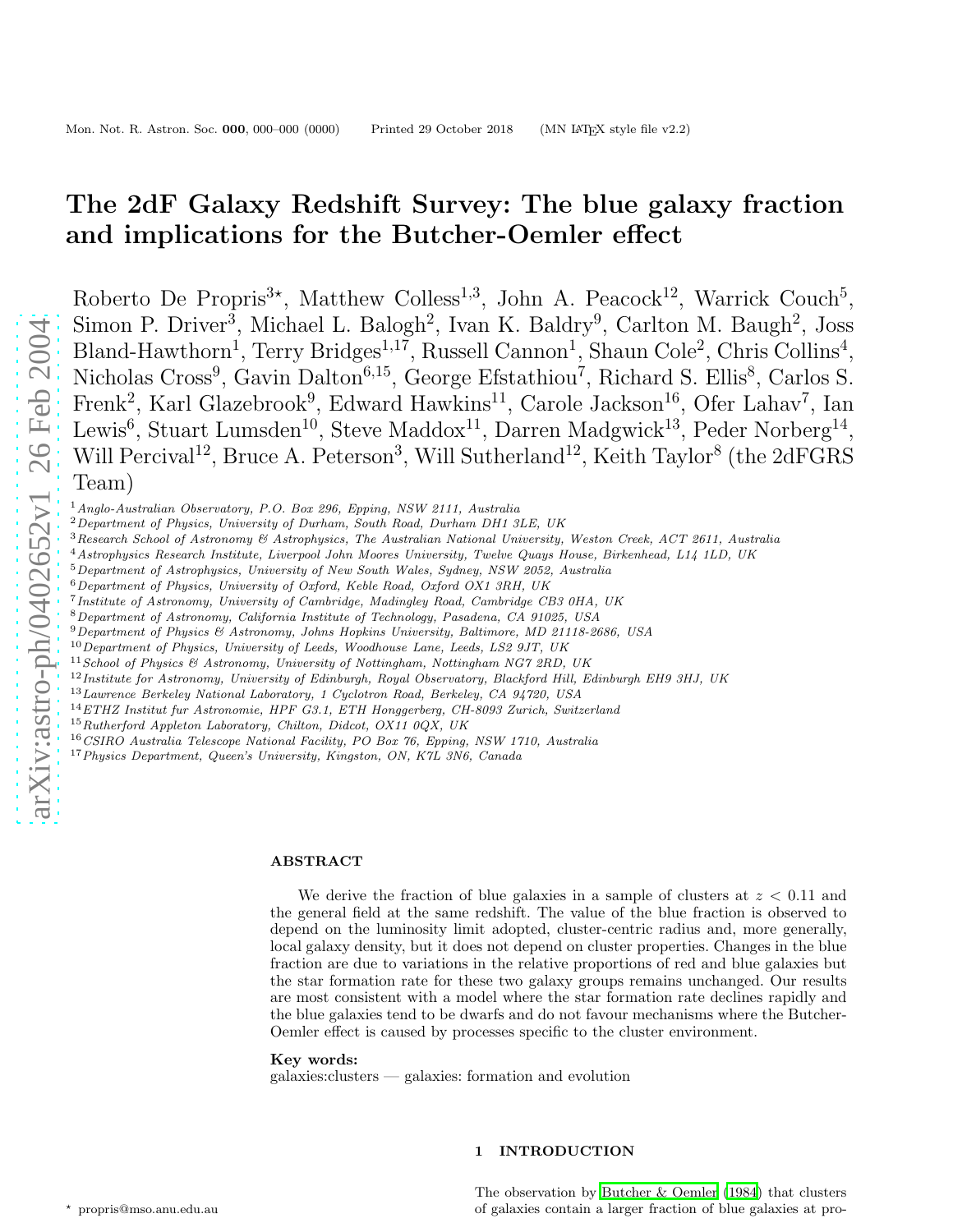# The 2dF Galaxy Redshift Survey: The blue galaxy fraction and implications for the Butcher-Oemler effect

Roberto De Propris[3⋆], Matthew Colless[1,3], John A. Peacock[12], Warrick Couch[5], Simon P. Driver[3], Michael L. Balogh[2], Ivan K. Baldry[9], Carlton M. Baugh[2], Joss Bland-Hawthorn[1], Terry Bridges[1,17], Russell Cannon[1], Shaun Cole[2], Chris Collins[4], Nicholas Cross[9], Gavin Dalton[6,15], George Efstathiou[7], Richard S. Ellis[8], Carlos S. Frenk[2], Karl Glazebrook[9], Edward Hawkins[11], Carole Jackson[16], Ofer Lahav[7], Ian Lewis[6], Stuart Lumsden[10], Steve Maddox[11], Darren Madgwick[13], Peder Norberg[14], Will Percival[12], Bruce A. Peterson[3], Will Sutherland[12], Keith Taylor[8] (the 2dFGRS Team)

[1] *Anglo-Australian Observatory, P.O. Box 296, Epping, NSW 2111, Australia*
[2] *Department of Physics, University of Durham, South Road, Durham DH1 3LE, UK*
[3] *Research School of Astronomy & Astrophysics, The Australian National University, Weston Creek, ACT 2611, Australia*
[4] *Astrophysics Research Institute, Liverpool John Moores University, Twelve Quays House, Birkenhead, L14 1LD, UK*
[5] *Department of Astrophysics, University of New South Wales, Sydney, NSW 2052, Australia*
[6] *Department of Physics, University of Oxford, Keble Road, Oxford OX1 3RH, UK*
[7] *Institute of Astronomy, University of Cambridge, Madingley Road, Cambridge CB3 0HA, UK*
[8] *Department of Astronomy, California Institute of Technology, Pasadena, CA 91025, USA*
[9] *Department of Physics & Astronomy, Johns Hopkins University, Baltimore, MD 21118-2686, USA*
[10] *Department of Physics, University of Leeds, Woodhouse Lane, Leeds, LS2 9JT, UK*
[11] *School of Physics & Astronomy, University of Nottingham, Nottingham NG7 2RD, UK*
[12] *Institute for Astronomy, University of Edinburgh, Royal Observatory, Blackford Hill, Edinburgh EH9 3HJ, UK*
[13] *Lawrence Berkeley National Laboratory, 1 Cyclotron Road, Berkeley, CA 94720, USA*
[14] *ETHZ Institut fur Astronomie, HPF G3.1, ETH Honggerberg, CH-8093 Zurich, Switzerland*
[15] *Rutherford Appleton Laboratory, Chilton, Didcot, OX11 0QX, UK*
[16] *CSIRO Australia Telescope National Facility, PO Box 76, Epping, NSW 1710, Australia*
[17] *Physics Department, Queen's University, Kingston, ON, K7L 3N6, Canada*

## ABSTRACT

We derive the fraction of blue galaxies in a sample of clusters at $z < 0.11$ and the general field at the same redshift. The value of the blue fraction is observed to depend on the luminosity limit adopted, cluster-centric radius and, more generally, local galaxy density, but it does not depend on cluster properties. Changes in the blue fraction are due to variations in the relative proportions of red and blue galaxies but the star formation rate for these two galaxy groups remains unchanged. Our results are most consistent with a model where the star formation rate declines rapidly and the blue galaxies tend to be dwarfs and do not favour mechanisms where the Butcher-Oemler effect is caused by processes specific to the cluster environment.

**Key words:**
galaxies:clusters — galaxies: formation and evolution

## 1 INTRODUCTION

The observation by Butcher & Oemler (1984) that clusters of galaxies contain a larger fraction of blue galaxies at pro-

⋆ propris@mso.anu.edu.au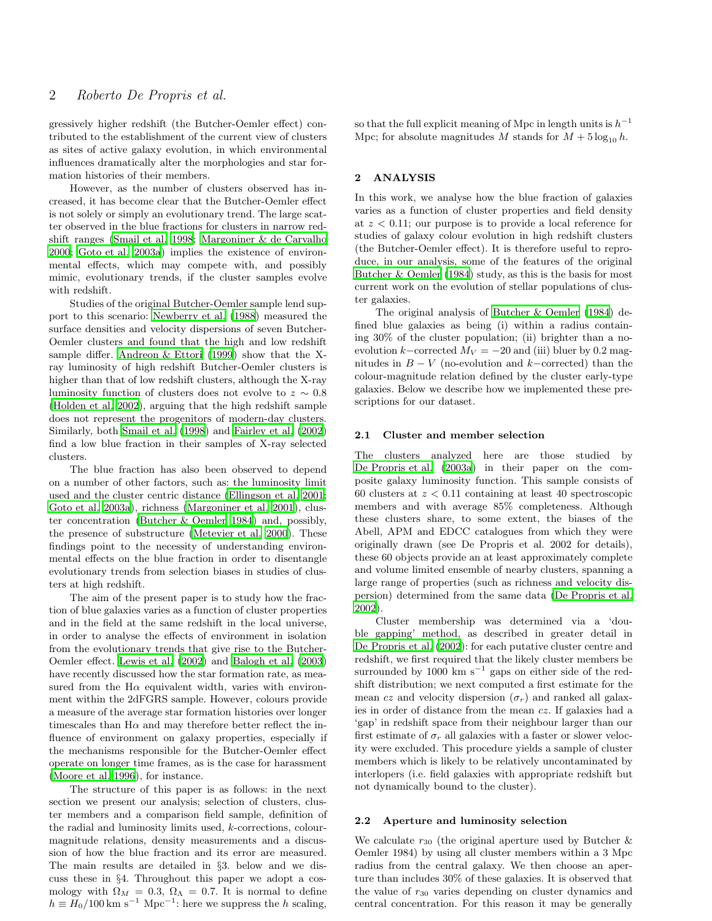gressively higher redshift (the Butcher-Oemler effect) contributed to the establishment of the current view of clusters as sites of active galaxy evolution, in which environmental influences dramatically alter the morphologies and star formation histories of their members.

However, as the number of clusters observed has increased, it has become clear that the Butcher-Oemler effect is not solely or simply an evolutionary trend. The large scatter observed in the blue fractions for clusters in narrow redshift ranges (Smail et al. 1998; Margoniner & de Carvalho 2000; Goto et al. 2003a) implies the existence of environmental effects, which may compete with, and possibly mimic, evolutionary trends, if the cluster samples evolve with redshift.

Studies of the original Butcher-Oemler sample lend support to this scenario: Newberry et al. (1988) measured the surface densities and velocity dispersions of seven Butcher-Oemler clusters and found that the high and low redshift sample differ. Andreon & Ettori (1999) show that the X-ray luminosity of high redshift Butcher-Oemler clusters is higher than that of low redshift clusters, although the X-ray luminosity function of clusters does not evolve to $z \sim 0.8$ (Holden et al. 2002), arguing that the high redshift sample does not represent the progenitors of modern-day clusters. Similarly, both Smail et al. (1998) and Fairley et al. (2002) find a low blue fraction in their samples of X-ray selected clusters.

The blue fraction has also been observed to depend on a number of other factors, such as: the luminosity limit used and the cluster centric distance (Ellingson et al. 2001; Goto et al. 2003a), richness (Margoniner et al. 2001), cluster concentration (Butcher & Oemler 1984) and, possibly, the presence of substructure (Metevier et al. 2000). These findings point to the necessity of understanding environmental effects on the blue fraction in order to disentangle evolutionary trends from selection biases in studies of clusters at high redshift.

The aim of the present paper is to study how the fraction of blue galaxies varies as a function of cluster properties and in the field at the same redshift in the local universe, in order to analyse the effects of environment in isolation from the evolutionary trends that give rise to the Butcher-Oemler effect. Lewis et al. (2002) and Balogh et al. (2003) have recently discussed how the star formation rate, as measured from the H$\alpha$ equivalent width, varies with environment within the 2dFGRS sample. However, colours provide a measure of the average star formation histories over longer timescales than H$\alpha$ and may therefore better reflect the influence of environment on galaxy properties, especially if the mechanisms responsible for the Butcher-Oemler effect operate on longer time frames, as is the case for harassment (Moore et al. 1996), for instance.

The structure of this paper is as follows: in the next section we present our analysis; selection of clusters, cluster members and a comparison field sample, definition of the radial and luminosity limits used, $k$-corrections, colour-magnitude relations, density measurements and a discussion of how the blue fraction and its error are measured. The main results are detailed in §3. below and we discuss these in §4. Throughout this paper we adopt a cosmology with $\Omega_M = 0.3$, $\Omega_\Lambda = 0.7$. It is normal to define $h \equiv H_0/100\,\mathrm{km\,s^{-1}\,Mpc^{-1}}$: here we suppress the $h$ scaling, so that the full explicit meaning of Mpc in length units is $h^{-1}$ Mpc; for absolute magnitudes $M$ stands for $M + 5\log_{10} h$.

## 2 ANALYSIS

In this work, we analyse how the blue fraction of galaxies varies as a function of cluster properties and field density at $z < 0.11$; our purpose is to provide a local reference for studies of galaxy colour evolution in high redshift clusters (the Butcher-Oemler effect). It is therefore useful to reproduce, in our analysis, some of the features of the original Butcher & Oemler (1984) study, as this is the basis for most current work on the evolution of stellar populations of cluster galaxies.

The original analysis of Butcher & Oemler (1984) defined blue galaxies as being (i) within a radius containing 30% of the cluster population; (ii) brighter than a no-evolution $k-$corrected $M_V = -20$ and (iii) bluer by 0.2 magnitudes in $B - V$ (no-evolution and $k-$corrected) than the colour-magnitude relation defined by the cluster early-type galaxies. Below we describe how we implemented these prescriptions for our dataset.

### 2.1 Cluster and member selection

The clusters analyzed here are those studied by De Propris et al. (2003a) in their paper on the composite galaxy luminosity function. This sample consists of 60 clusters at $z < 0.11$ containing at least 40 spectroscopic members and with average 85% completeness. Although these clusters share, to some extent, the biases of the Abell, APM and EDCC catalogues from which they were originally drawn (see De Propris et al. 2002 for details), these 60 objects provide an at least approximately complete and volume limited ensemble of nearby clusters, spanning a large range of properties (such as richness and velocity dispersion) determined from the same data (De Propris et al. 2002).

Cluster membership was determined via a 'double gapping' method, as described in greater detail in De Propris et al. (2002): for each putative cluster centre and redshift, we first required that the likely cluster members be surrounded by 1000 km s$^{-1}$ gaps on either side of the redshift distribution; we next computed a first estimate for the mean $cz$ and velocity dispersion ($\sigma_r$) and ranked all galaxies in order of distance from the mean $cz$. If galaxies had a 'gap' in redshift space from their neighbour larger than our first estimate of $\sigma_r$ all galaxies with a faster or slower velocity were excluded. This procedure yields a sample of cluster members which is likely to be relatively uncontaminated by interlopers (i.e. field galaxies with appropriate redshift but not dynamically bound to the cluster).

### 2.2 Aperture and luminosity selection

We calculate $r_{30}$ (the original aperture used by Butcher & Oemler 1984) by using all cluster members within a 3 Mpc radius from the central galaxy. We then choose an aperture than includes 30% of these galaxies. It is observed that the value of $r_{30}$ varies depending on cluster dynamics and central concentration. For this reason it may be generally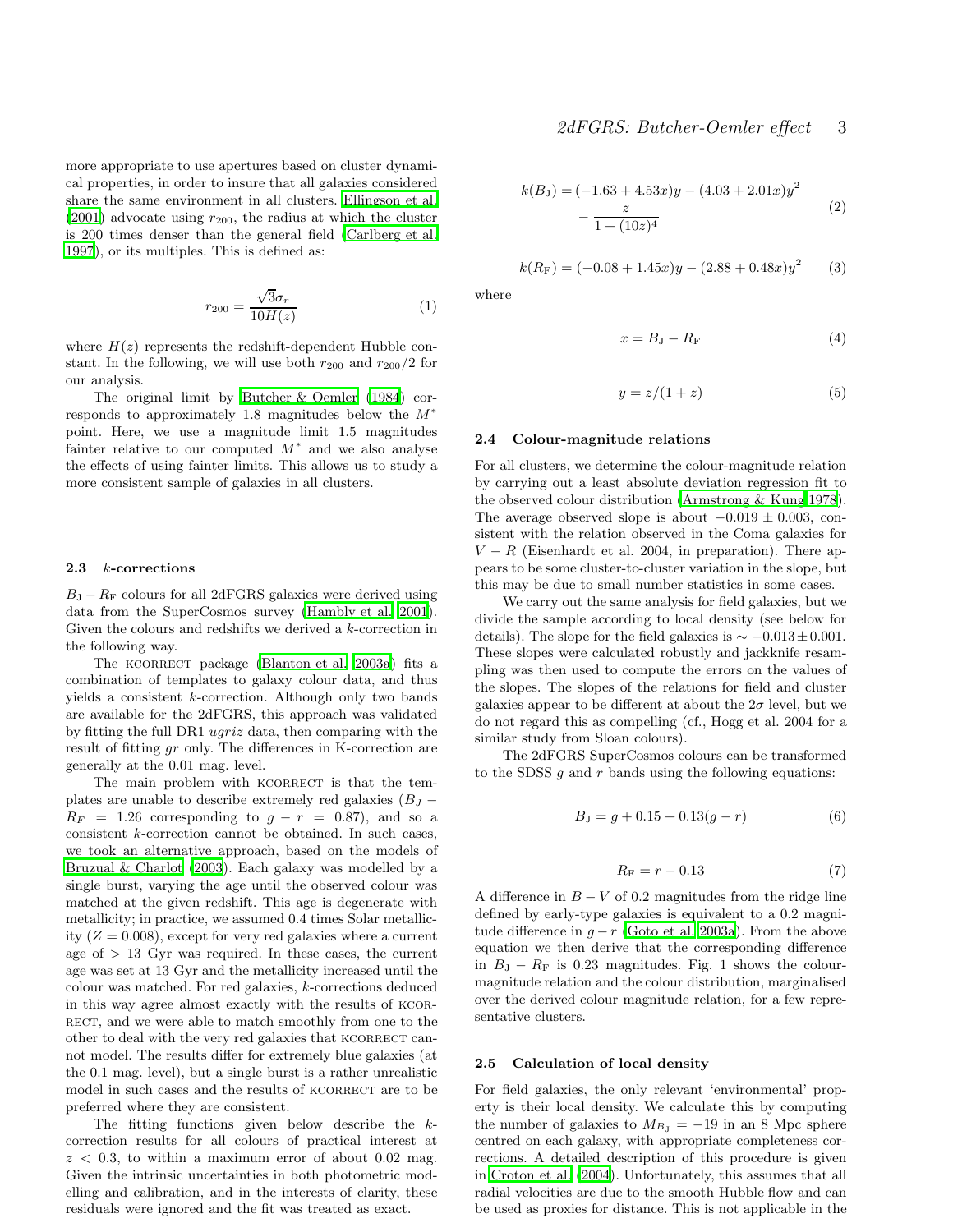more appropriate to use apertures based on cluster dynamical properties, in order to insure that all galaxies considered share the same environment in all clusters. Ellingson et al. (2001) advocate using $r_{200}$, the radius at which the cluster is 200 times denser than the general field (Carlberg et al. 1997), or its multiples. This is defined as:

$$r_{200} = \frac{\sqrt{3}\sigma_r}{10H(z)} \tag{1}$$

where $H(z)$ represents the redshift-dependent Hubble constant. In the following, we will use both $r_{200}$ and $r_{200}/2$ for our analysis.

The original limit by Butcher & Oemler (1984) corresponds to approximately 1.8 magnitudes below the $M^*$ point. Here, we use a magnitude limit 1.5 magnitudes fainter relative to our computed $M^*$ and we also analyse the effects of using fainter limits. This allows us to study a more consistent sample of galaxies in all clusters.

### 2.3 *k*-corrections

$B_{\rm J} - R_{\rm F}$ colours for all 2dFGRS galaxies were derived using data from the SuperCosmos survey (Hambly et al. 2001). Given the colours and redshifts we derived a $k$-correction in the following way.

The KCORRECT package (Blanton et al. 2003a) fits a combination of templates to galaxy colour data, and thus yields a consistent $k$-correction. Although only two bands are available for the 2dFGRS, this approach was validated by fitting the full DR1 $ugriz$ data, then comparing with the result of fitting $gr$ only. The differences in K-correction are generally at the 0.01 mag. level.

The main problem with KCORRECT is that the templates are unable to describe extremely red galaxies ($B_J - R_F = 1.26$ corresponding to $g - r = 0.87$), and so a consistent $k$-correction cannot be obtained. In such cases, we took an alternative approach, based on the models of Bruzual & Charlot (2003). Each galaxy was modelled by a single burst, varying the age until the observed colour was matched at the given redshift. This age is degenerate with metallicity; in practice, we assumed 0.4 times Solar metallicity ($Z = 0.008$), except for very red galaxies where a current age of $> 13$ Gyr was required. In these cases, the current age was set at 13 Gyr and the metallicity increased until the colour was matched. For red galaxies, $k$-corrections deduced in this way agree almost exactly with the results of KCORRECT, and we were able to match smoothly from one to the other to deal with the very red galaxies that KCORRECT cannot model. The results differ for extremely blue galaxies (at the 0.1 mag. level), but a single burst is a rather unrealistic model in such cases and the results of KCORRECT are to be preferred where they are consistent.

The fitting functions given below describe the $k$-correction results for all colours of practical interest at $z < 0.3$, to within a maximum error of about 0.02 mag. Given the intrinsic uncertainties in both photometric modelling and calibration, and in the interests of clarity, these residuals were ignored and the fit was treated as exact.

$$k(B_{\rm J}) = (-1.63 + 4.53x)y - (4.03 + 2.01x)y^2 - \frac{z}{1 + (10z)^4} \tag{2}$$

$$k(R_{\rm F}) = (-0.08 + 1.45x)y - (2.88 + 0.48x)y^2 \tag{3}$$

where

$$x = B_{\rm J} - R_{\rm F} \tag{4}$$

$$y = z/(1 + z) \tag{5}$$

### 2.4 Colour-magnitude relations

For all clusters, we determine the colour-magnitude relation by carrying out a least absolute deviation regression fit to the observed colour distribution (Armstrong & Kung 1978). The average observed slope is about $-0.019 \pm 0.003$, consistent with the relation observed in the Coma galaxies for $V - R$ (Eisenhardt et al. 2004, in preparation). There appears to be some cluster-to-cluster variation in the slope, but this may be due to small number statistics in some cases.

We carry out the same analysis for field galaxies, but we divide the sample according to local density (see below for details). The slope for the field galaxies is $\sim -0.013 \pm 0.001$. These slopes were calculated robustly and jackknife resampling was then used to compute the errors on the values of the slopes. The slopes of the relations for field and cluster galaxies appear to be different at about the $2\sigma$ level, but we do not regard this as compelling (cf., Hogg et al. 2004 for a similar study from Sloan colours).

The 2dFGRS SuperCosmos colours can be transformed to the SDSS $g$ and $r$ bands using the following equations:

$$B_{\rm J} = g + 0.15 + 0.13(g - r) \tag{6}$$

$$R_{\rm F} = r - 0.13 \tag{7}$$

A difference in $B - V$ of 0.2 magnitudes from the ridge line defined by early-type galaxies is equivalent to a 0.2 magnitude difference in $g - r$ (Goto et al. 2003a). From the above equation we then derive that the corresponding difference in $B_{\rm J} - R_{\rm F}$ is 0.23 magnitudes. Fig. 1 shows the colour-magnitude relation and the colour distribution, marginalised over the derived colour magnitude relation, for a few representative clusters.

### 2.5 Calculation of local density

For field galaxies, the only relevant 'environmental' property is their local density. We calculate this by computing the number of galaxies to $M_{B_{\rm J}} = -19$ in an 8 Mpc sphere centred on each galaxy, with appropriate completeness corrections. A detailed description of this procedure is given in Croton et al. (2004). Unfortunately, this assumes that all radial velocities are due to the smooth Hubble flow and can be used as proxies for distance. This is not applicable in the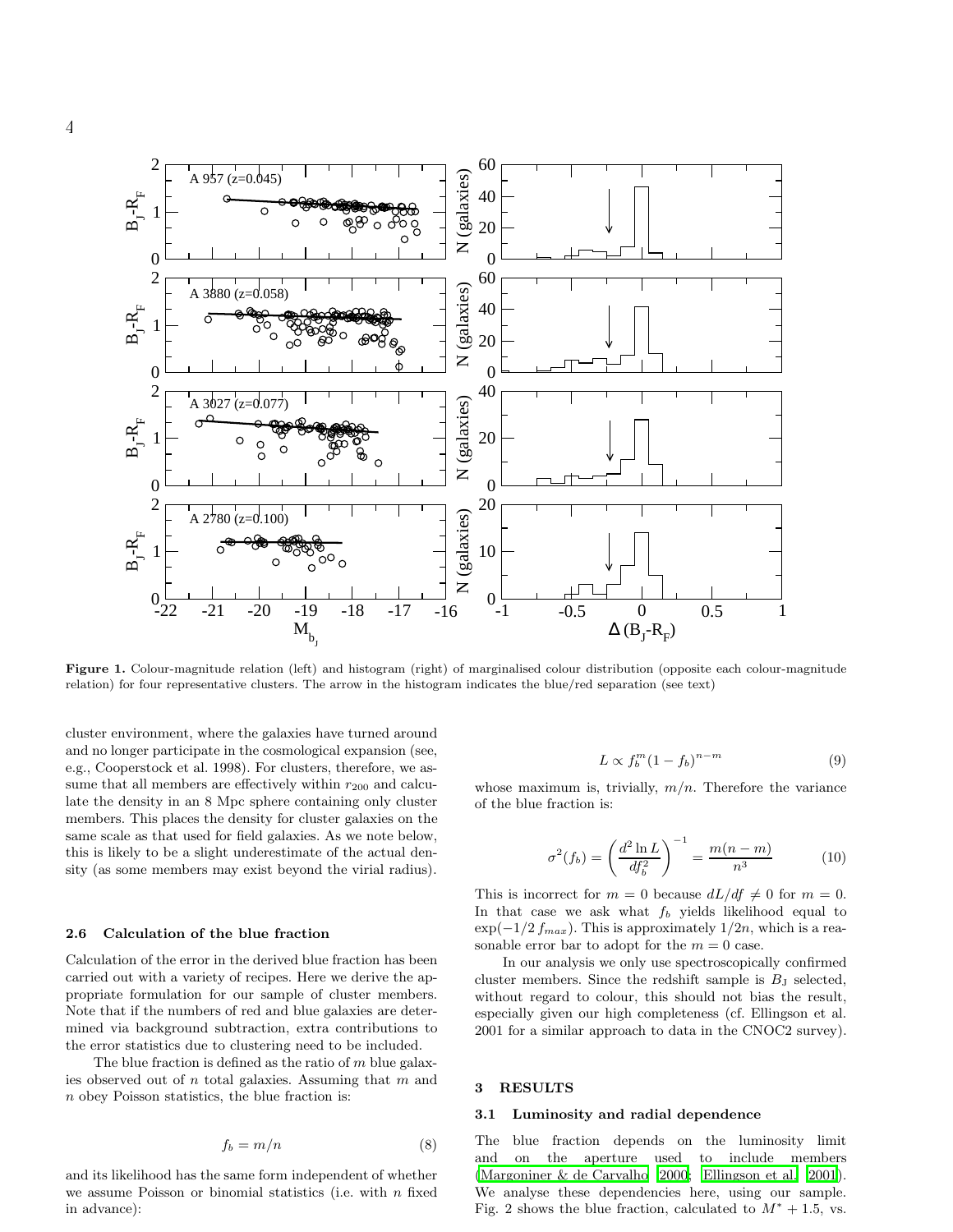**Figure 1.** Colour-magnitude relation (left) and histogram (right) of marginalised colour distribution (opposite each colour-magnitude relation) for four representative clusters. The arrow in the histogram indicates the blue/red separation (see text)

cluster environment, where the galaxies have turned around and no longer participate in the cosmological expansion (see, e.g., Cooperstock et al. 1998). For clusters, therefore, we assume that all members are effectively within $r_{200}$ and calculate the density in an 8 Mpc sphere containing only cluster members. This places the density for cluster galaxies on the same scale as that used for field galaxies. As we note below, this is likely to be a slight underestimate of the actual density (as some members may exist beyond the virial radius).

### 2.6 Calculation of the blue fraction

Calculation of the error in the derived blue fraction has been carried out with a variety of recipes. Here we derive the appropriate formulation for our sample of cluster members. Note that if the numbers of red and blue galaxies are determined via background subtraction, extra contributions to the error statistics due to clustering need to be included.

The blue fraction is defined as the ratio of $m$ blue galaxies observed out of $n$ total galaxies. Assuming that $m$ and $n$ obey Poisson statistics, the blue fraction is:

$$f_b = m/n \tag{8}$$

and its likelihood has the same form independent of whether we assume Poisson or binomial statistics (i.e. with $n$ fixed in advance):

$$L \propto f_b^m (1 - f_b)^{n-m} \tag{9}$$

whose maximum is, trivially, $m/n$. Therefore the variance of the blue fraction is:

$$\sigma^2(f_b) = \left( \frac{d^2 \ln L}{df_b^2} \right)^{-1} = \frac{m(n-m)}{n^3} \tag{10}$$

This is incorrect for $m = 0$ because $dL/df \neq 0$ for $m = 0$. In that case we ask what $f_b$ yields likelihood equal to $\exp(-1/2\, f_{max})$. This is approximately $1/2n$, which is a reasonable error bar to adopt for the $m = 0$ case.

In our analysis we only use spectroscopically confirmed cluster members. Since the redshift sample is $B_{\rm J}$ selected, without regard to colour, this should not bias the result, especially given our high completeness (cf. Ellingson et al. 2001 for a similar approach to data in the CNOC2 survey).

## 3 RESULTS

### 3.1 Luminosity and radial dependence

The blue fraction depends on the luminosity limit and on the aperture used to include members (Margoniner & de Carvalho 2000; Ellingson et al. 2001). We analyse these dependencies here, using our sample. Fig. 2 shows the blue fraction, calculated to $M^* + 1.5$, vs.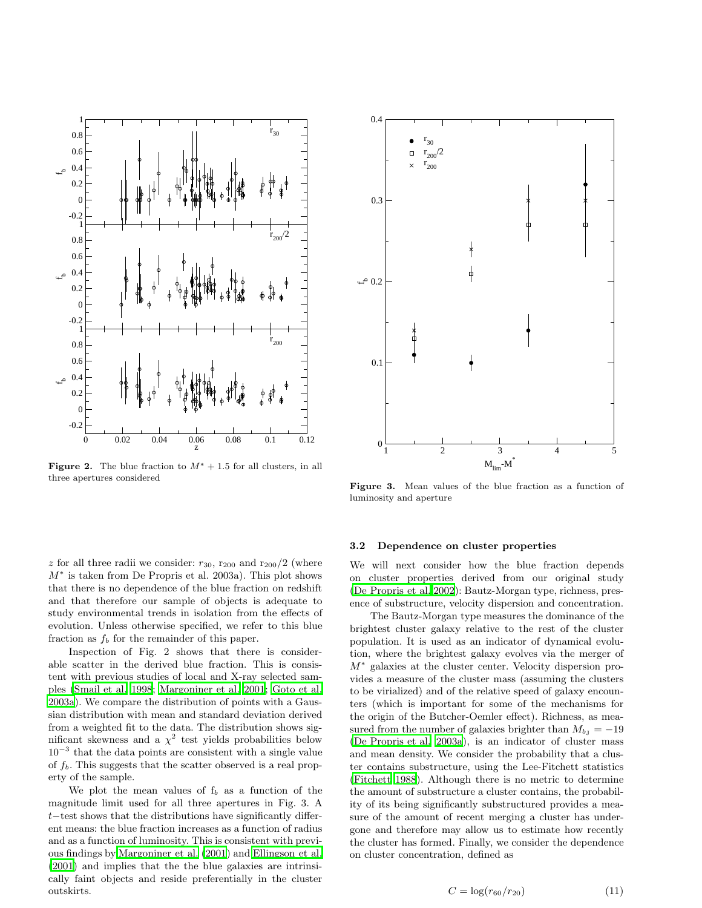Figure 2. The blue fraction to $M^* + 1.5$ for all clusters, in all three apertures considered

Figure 3. Mean values of the blue fraction as a function of luminosity and aperture

$z$ for all three radii we consider: $r_{30}$, $r_{200}$ and $r_{200}/2$ (where $M^*$ is taken from De Propris et al. 2003a). This plot shows that there is no dependence of the blue fraction on redshift and that therefore our sample of objects is adequate to study environmental trends in isolation from the effects of evolution. Unless otherwise specified, we refer to this blue fraction as $f_b$ for the remainder of this paper.

Inspection of Fig. 2 shows that there is considerable scatter in the derived blue fraction. This is consistent with previous studies of local and X-ray selected samples (Smail et al. 1998; Margoniner et al. 2001; Goto et al. 2003a). We compare the distribution of points with a Gaussian distribution with mean and standard deviation derived from a weighted fit to the data. The distribution shows significant skewness and a $\chi^2$ test yields probabilities below $10^{-3}$ that the data points are consistent with a single value of $f_b$. This suggests that the scatter observed is a real property of the sample.

We plot the mean values of $f_b$ as a function of the magnitude limit used for all three apertures in Fig. 3. A $t-$test shows that the distributions have significantly different means: the blue fraction increases as a function of radius and as a function of luminosity. This is consistent with previous findings by Margoniner et al. (2001) and Ellingson et al. (2001) and implies that the the blue galaxies are intrinsically faint objects and reside preferentially in the cluster outskirts.

### 3.2 Dependence on cluster properties

We will next consider how the blue fraction depends on cluster properties derived from our original study (De Propris et al. 2002): Bautz-Morgan type, richness, presence of substructure, velocity dispersion and concentration.

The Bautz-Morgan type measures the dominance of the brightest cluster galaxy relative to the rest of the cluster population. It is used as an indicator of dynamical evolution, where the brightest galaxy evolves via the merger of $M^*$ galaxies at the cluster center. Velocity dispersion provides a measure of the cluster mass (assuming the clusters to be virialized) and of the relative speed of galaxy encounters (which is important for some of the mechanisms for the origin of the Butcher-Oemler effect). Richness, as measured from the number of galaxies brighter than $M_{b_{\rm J}} = -19$ (De Propris et al. 2003a), is an indicator of cluster mass and mean density. We consider the probability that a cluster contains substructure, using the Lee-Fitchett statistics (Fitchett 1988). Although there is no metric to determine the amount of substructure a cluster contains, the probability of its being significantly substructured provides a measure of the amount of recent merging a cluster has undergone and therefore may allow us to estimate how recently the cluster has formed. Finally, we consider the dependence on cluster concentration, defined as

$$C = \log(r_{60}/r_{20}) \tag{11}$$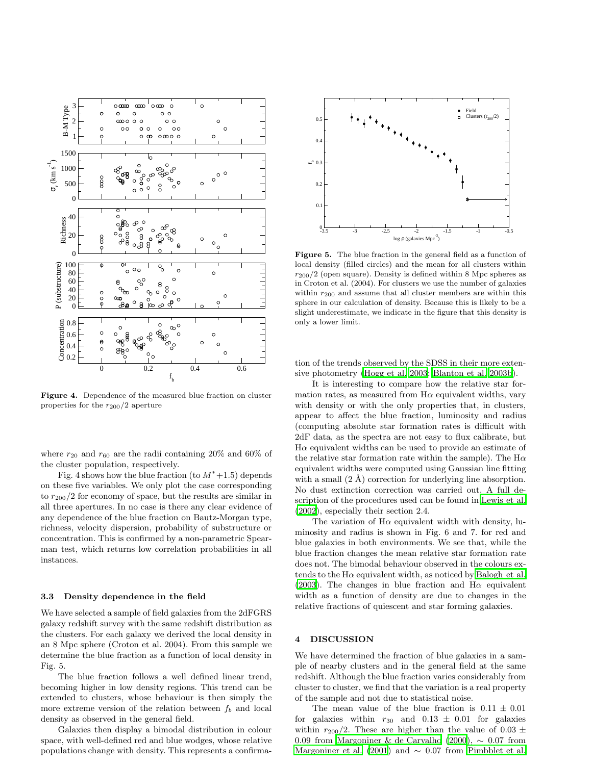**Figure 4.** Dependence of the measured blue fraction on cluster properties for the $r_{200}/2$ aperture

**Figure 5.** The blue fraction in the general field as a function of local density (filled circles) and the mean for all clusters within $r_{200}/2$ (open square). Density is defined within 8 Mpc spheres as in Croton et al. (2004). For clusters we use the number of galaxies within $r_{200}$ and assume that all cluster members are within this sphere in our calculation of density. Because this is likely to be a slight underestimate, we indicate in the figure that this density is only a lower limit.

where $r_{20}$ and $r_{60}$ are the radii containing 20% and 60% of the cluster population, respectively.

Fig. 4 shows how the blue fraction (to $M^{*}+1.5$) depends on these five variables. We only plot the case corresponding to $r_{200}/2$ for economy of space, but the results are similar in all three apertures. In no case is there any clear evidence of any dependence of the blue fraction on Bautz-Morgan type, richness, velocity dispersion, probability of substructure or concentration. This is confirmed by a non-parametric Spearman test, which returns low correlation probabilities in all instances.

### 3.3 Density dependence in the field

We have selected a sample of field galaxies from the 2dFGRS galaxy redshift survey with the same redshift distribution as the clusters. For each galaxy we derived the local density in an 8 Mpc sphere (Croton et al. 2004). From this sample we determine the blue fraction as a function of local density in Fig. 5.

The blue fraction follows a well defined linear trend, becoming higher in low density regions. This trend can be extended to clusters, whose behaviour is then simply the more extreme version of the relation between $f_b$ and local density as observed in the general field.

Galaxies then display a bimodal distribution in colour space, with well-defined red and blue wodges, whose relative populations change with density. This represents a confirmation of the trends observed by the SDSS in their more extensive photometry (Hogg et al. 2003; Blanton et al. 2003b).

It is interesting to compare how the relative star formation rates, as measured from H$\alpha$ equivalent widths, vary with density or with the only properties that, in clusters, appear to affect the blue fraction, luminosity and radius (computing absolute star formation rates is difficult with 2dF data, as the spectra are not easy to flux calibrate, but H$\alpha$ equivalent widths can be used to provide an estimate of the relative star formation rate within the sample). The H$\alpha$ equivalent widths were computed using Gaussian line fitting with a small (2 Å) correction for underlying line absorption. No dust extinction correction was carried out. A full description of the procedures used can be found in Lewis et al. (2002), especially their section 2.4.

The variation of H$\alpha$ equivalent width with density, luminosity and radius is shown in Fig. 6 and 7. for red and blue galaxies in both environments. We see that, while the blue fraction changes the mean relative star formation rate does not. The bimodal behaviour observed in the colours extends to the H$\alpha$ equivalent width, as noticed by Balogh et al. (2003). The changes in blue fraction and H$\alpha$ equivalent width as a function of density are due to changes in the relative fractions of quiescent and star forming galaxies.

## 4 DISCUSSION

We have determined the fraction of blue galaxies in a sample of nearby clusters and in the general field at the same redshift. Although the blue fraction varies considerably from cluster to cluster, we find that the variation is a real property of the sample and not due to statistical noise.

The mean value of the blue fraction is $0.11 \pm 0.01$ for galaxies within $r_{30}$ and $0.13 \pm 0.01$ for galaxies within $r_{200}/2$. These are higher than the value of $0.03 \pm 0.09$ from Margoniner & de Carvalho (2000), $\sim 0.07$ from Margoniner et al. (2001) and $\sim 0.07$ from Pimbblet et al.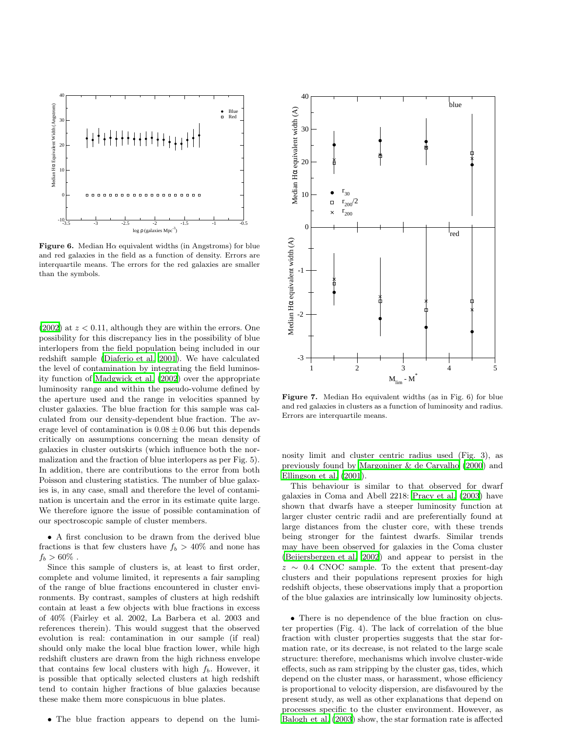Figure 6. Median Hα equivalent widths (in Angstroms) for blue and red galaxies in the field as a function of density. Errors are interquartile means. The errors for the red galaxies are smaller than the symbols.

Figure 7. Median Hα equivalent widths (as in Fig. 6) for blue and red galaxies in clusters as a function of luminosity and radius. Errors are interquartile means.

(2002) at $z < 0.11$, although they are within the errors. One possibility for this discrepancy lies in the possibility of blue interlopers from the field population being included in our redshift sample (Diaferio et al. 2001). We have calculated the level of contamination by integrating the field luminosity function of Madgwick et al. (2002) over the appropriate luminosity range and within the pseudo-volume defined by the aperture used and the range in velocities spanned by cluster galaxies. The blue fraction for this sample was calculated from our density-dependent blue fraction. The average level of contamination is $0.08 \pm 0.06$ but this depends critically on assumptions concerning the mean density of galaxies in cluster outskirts (which influence both the normalization and the fraction of blue interlopers as per Fig. 5). In addition, there are contributions to the error from both Poisson and clustering statistics. The number of blue galaxies is, in any case, small and therefore the level of contamination is uncertain and the error in its estimate quite large. We therefore ignore the issue of possible contamination of our spectroscopic sample of cluster members.

- A first conclusion to be drawn from the derived blue fractions is that few clusters have $f_b > 40\%$ and none has $f_b > 60\%$ .

Since this sample of clusters is, at least to first order, complete and volume limited, it represents a fair sampling of the range of blue fractions encountered in cluster environments. By contrast, samples of clusters at high redshift contain at least a few objects with blue fractions in excess of 40% (Fairley et al. 2002, La Barbera et al. 2003 and references therein). This would suggest that the observed evolution is real: contamination in our sample (if real) should only make the local blue fraction lower, while high redshift clusters are drawn from the high richness envelope that contains few local clusters with high $f_b$. However, it is possible that optically selected clusters at high redshift tend to contain higher fractions of blue galaxies because these make them more conspicuous in blue plates.

- The blue fraction appears to depend on the luminosity limit and cluster centric radius used (Fig. 3), as previously found by Margoniner & de Carvalho (2000) and Ellingson et al. (2001).

This behaviour is similar to that observed for dwarf galaxies in Coma and Abell 2218: Pracy et al. (2003) have shown that dwarfs have a steeper luminosity function at larger cluster centric radii and are preferentially found at large distances from the cluster core, with these trends being stronger for the faintest dwarfs. Similar trends may have been observed for galaxies in the Coma cluster (Beijersbergen et al. 2002) and appear to persist in the $z \sim 0.4$ CNOC sample. To the extent that present-day clusters and their populations represent proxies for high redshift objects, these observations imply that a proportion of the blue galaxies are intrinsically low luminosity objects.

- There is no dependence of the blue fraction on cluster properties (Fig. 4). The lack of correlation of the blue fraction with cluster properties suggests that the star formation rate, or its decrease, is not related to the large scale structure: therefore, mechanisms which involve cluster-wide effects, such as ram stripping by the cluster gas, tides, which depend on the cluster mass, or harassment, whose efficiency is proportional to velocity dispersion, are disfavoured by the present study, as well as other explanations that depend on processes specific to the cluster environment. However, as Balogh et al. (2003) show, the star formation rate is affected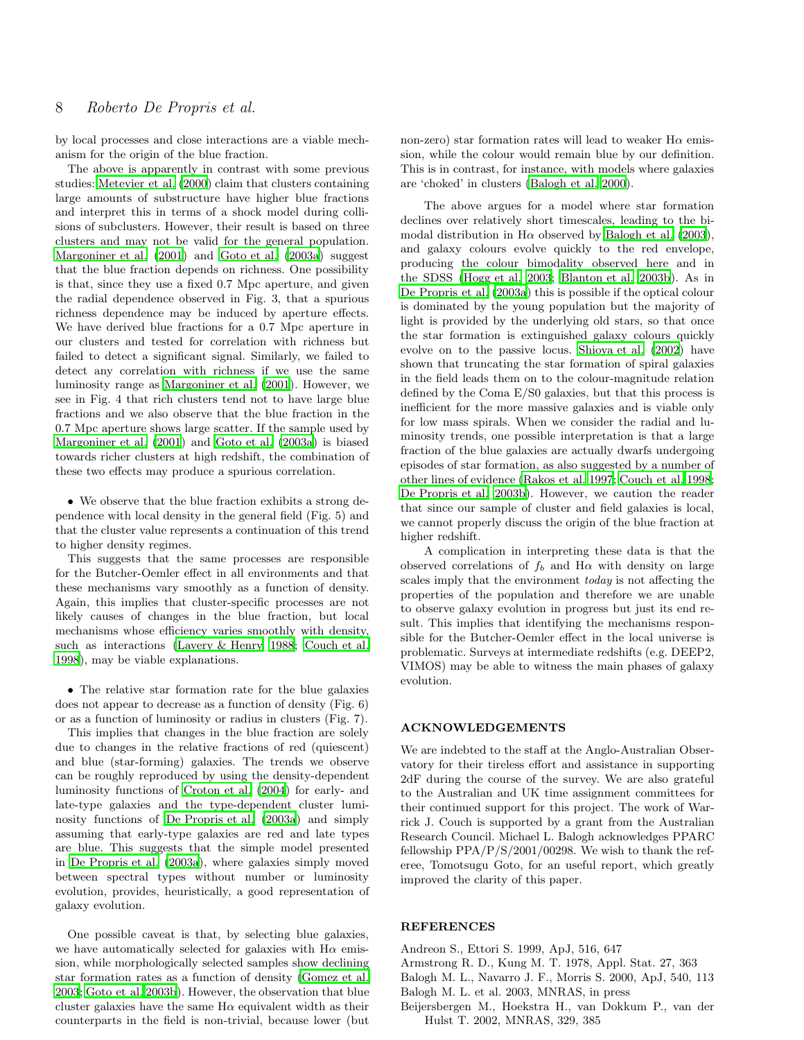by local processes and close interactions are a viable mechanism for the origin of the blue fraction.

The above is apparently in contrast with some previous studies: Metevier et al. (2000) claim that clusters containing large amounts of substructure have higher blue fractions and interpret this in terms of a shock model during collisions of subclusters. However, their result is based on three clusters and may not be valid for the general population. Margoniner et al. (2001) and Goto et al. (2003a) suggest that the blue fraction depends on richness. One possibility is that, since they use a fixed 0.7 Mpc aperture, and given the radial dependence observed in Fig. 3, that a spurious richness dependence may be induced by aperture effects. We have derived blue fractions for a 0.7 Mpc aperture in our clusters and tested for correlation with richness but failed to detect a significant signal. Similarly, we failed to detect any correlation with richness if we use the same luminosity range as Margoniner et al. (2001). However, we see in Fig. 4 that rich clusters tend not to have large blue fractions and we also observe that the blue fraction in the 0.7 Mpc aperture shows large scatter. If the sample used by Margoniner et al. (2001) and Goto et al. (2003a) is biased towards richer clusters at high redshift, the combination of these two effects may produce a spurious correlation.

- We observe that the blue fraction exhibits a strong dependence with local density in the general field (Fig. 5) and that the cluster value represents a continuation of this trend to higher density regimes.

This suggests that the same processes are responsible for the Butcher-Oemler effect in all environments and that these mechanisms vary smoothly as a function of density. Again, this implies that cluster-specific processes are not likely causes of changes in the blue fraction, but local mechanisms whose efficiency varies smoothly with density, such as interactions (Lavery & Henry 1988; Couch et al. 1998), may be viable explanations.

- The relative star formation rate for the blue galaxies does not appear to decrease as a function of density (Fig. 6) or as a function of luminosity or radius in clusters (Fig. 7).

This implies that changes in the blue fraction are solely due to changes in the relative fractions of red (quiescent) and blue (star-forming) galaxies. The trends we observe can be roughly reproduced by using the density-dependent luminosity functions of Croton et al. (2004) for early- and late-type galaxies and the type-dependent cluster luminosity functions of De Propris et al. (2003a) and simply assuming that early-type galaxies are red and late types are blue. This suggests that the simple model presented in De Propris et al. (2003a), where galaxies simply moved between spectral types without number or luminosity evolution, provides, heuristically, a good representation of galaxy evolution.

One possible caveat is that, by selecting blue galaxies, we have automatically selected for galaxies with Hα emission, while morphologically selected samples show declining star formation rates as a function of density (Gomez et al. 2003; Goto et al. 2003b). However, the observation that blue cluster galaxies have the same Hα equivalent width as their counterparts in the field is non-trivial, because lower (but non-zero) star formation rates will lead to weaker Hα emission, while the colour would remain blue by our definition. This is in contrast, for instance, with models where galaxies are 'choked' in clusters (Balogh et al. 2000).

The above argues for a model where star formation declines over relatively short timescales, leading to the bimodal distribution in Hα observed by Balogh et al. (2003), and galaxy colours evolve quickly to the red envelope, producing the colour bimodality observed here and in the SDSS (Hogg et al. 2003; Blanton et al. 2003b). As in De Propris et al. (2003a) this is possible if the optical colour is dominated by the young population but the majority of light is provided by the underlying old stars, so that once the star formation is extinguished galaxy colours quickly evolve on to the passive locus. Shioya et al. (2002) have shown that truncating the star formation of spiral galaxies in the field leads them on to the colour-magnitude relation defined by the Coma E/S0 galaxies, but that this process is inefficient for the more massive galaxies and is viable only for low mass spirals. When we consider the radial and luminosity trends, one possible interpretation is that a large fraction of the blue galaxies are actually dwarfs undergoing episodes of star formation, as also suggested by a number of other lines of evidence (Rakos et al. 1997; Couch et al. 1998; De Propris et al. 2003b). However, we caution the reader that since our sample of cluster and field galaxies is local, we cannot properly discuss the origin of the blue fraction at higher redshift.

A complication in interpreting these data is that the observed correlations of $f_b$ and Hα with density on large scales imply that the environment *today* is not affecting the properties of the population and therefore we are unable to observe galaxy evolution in progress but just its end result. This implies that identifying the mechanisms responsible for the Butcher-Oemler effect in the local universe is problematic. Surveys at intermediate redshifts (e.g. DEEP2, VIMOS) may be able to witness the main phases of galaxy evolution.

## ACKNOWLEDGEMENTS

We are indebted to the staff at the Anglo-Australian Observatory for their tireless effort and assistance in supporting 2dF during the course of the survey. We are also grateful to the Australian and UK time assignment committees for their continued support for this project. The work of Warrick J. Couch is supported by a grant from the Australian Research Council. Michael L. Balogh acknowledges PPARC fellowship PPA/P/S/2001/00298. We wish to thank the referee, Tomotsugu Goto, for an useful report, which greatly improved the clarity of this paper.

## REFERENCES

Andreon S., Ettori S. 1999, ApJ, 516, 647

Armstrong R. D., Kung M. T. 1978, Appl. Stat. 27, 363

Balogh M. L., Navarro J. F., Morris S. 2000, ApJ, 540, 113

Balogh M. L. et al. 2003, MNRAS, in press

Beijersbergen M., Hoekstra H., van Dokkum P., van der Hulst T. 2002, MNRAS, 329, 385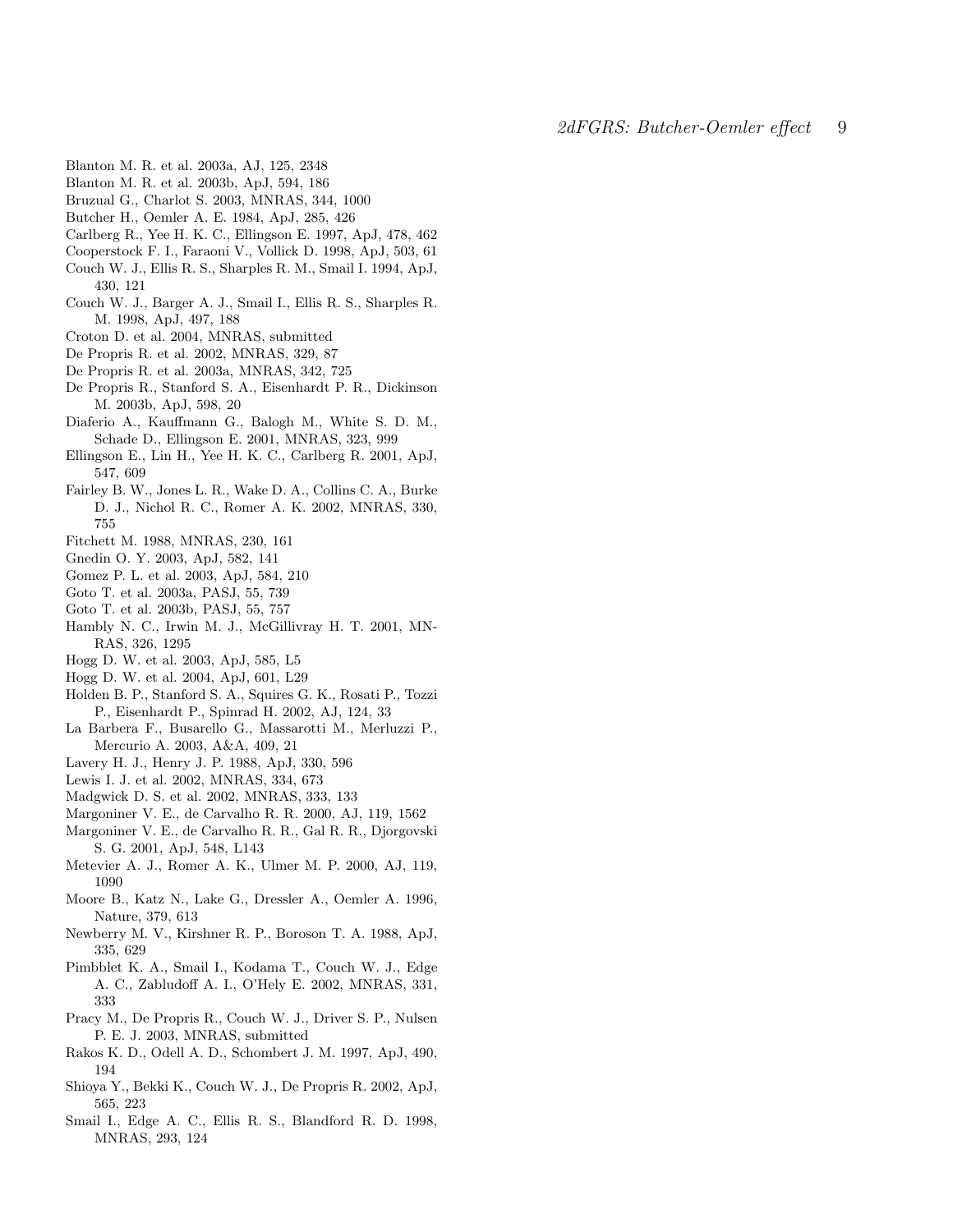Blanton M. R. et al. 2003a, AJ, 125, 2348

Blanton M. R. et al. 2003b, ApJ, 594, 186

Bruzual G., Charlot S. 2003, MNRAS, 344, 1000

Butcher H., Oemler A. E. 1984, ApJ, 285, 426

Carlberg R., Yee H. K. C., Ellingson E. 1997, ApJ, 478, 462

Cooperstock F. I., Faraoni V., Vollick D. 1998, ApJ, 503, 61

Couch W. J., Ellis R. S., Sharples R. M., Smail I. 1994, ApJ, 430, 121

Couch W. J., Barger A. J., Smail I., Ellis R. S., Sharples R. M. 1998, ApJ, 497, 188

Croton D. et al. 2004, MNRAS, submitted

De Propris R. et al. 2002, MNRAS, 329, 87

De Propris R. et al. 2003a, MNRAS, 342, 725

De Propris R., Stanford S. A., Eisenhardt P. R., Dickinson M. 2003b, ApJ, 598, 20

Diaferio A., Kauffmann G., Balogh M., White S. D. M., Schade D., Ellingson E. 2001, MNRAS, 323, 999

Ellingson E., Lin H., Yee H. K. C., Carlberg R. 2001, ApJ, 547, 609

Fairley B. W., Jones L. R., Wake D. A., Collins C. A., Burke D. J., Nichol R. C., Romer A. K. 2002, MNRAS, 330, 755

Fitchett M. 1988, MNRAS, 230, 161

Gnedin O. Y. 2003, ApJ, 582, 141

Gomez P. L. et al. 2003, ApJ, 584, 210

Goto T. et al. 2003a, PASJ, 55, 739

Goto T. et al. 2003b, PASJ, 55, 757

Hambly N. C., Irwin M. J., McGillivray H. T. 2001, MNRAS, 326, 1295

Hogg D. W. et al. 2003, ApJ, 585, L5

Hogg D. W. et al. 2004, ApJ, 601, L29

Holden B. P., Stanford S. A., Squires G. K., Rosati P., Tozzi P., Eisenhardt P., Spinrad H. 2002, AJ, 124, 33

La Barbera F., Busarello G., Massarotti M., Merluzzi P., Mercurio A. 2003, A&A, 409, 21

Lavery H. J., Henry J. P. 1988, ApJ, 330, 596

Lewis I. J. et al. 2002, MNRAS, 334, 673

Madgwick D. S. et al. 2002, MNRAS, 333, 133

Margoniner V. E., de Carvalho R. R. 2000, AJ, 119, 1562

Margoniner V. E., de Carvalho R. R., Gal R. R., Djorgovski S. G. 2001, ApJ, 548, L143

Metevier A. J., Romer A. K., Ulmer M. P. 2000, AJ, 119, 1090

Moore B., Katz N., Lake G., Dressler A., Oemler A. 1996, Nature, 379, 613

Newberry M. V., Kirshner R. P., Boroson T. A. 1988, ApJ, 335, 629

Pimbblet K. A., Smail I., Kodama T., Couch W. J., Edge A. C., Zabludoff A. I., O'Hely E. 2002, MNRAS, 331, 333

Pracy M., De Propris R., Couch W. J., Driver S. P., Nulsen P. E. J. 2003, MNRAS, submitted

Rakos K. D., Odell A. D., Schombert J. M. 1997, ApJ, 490, 194

Shioya Y., Bekki K., Couch W. J., De Propris R. 2002, ApJ, 565, 223

Smail I., Edge A. C., Ellis R. S., Blandford R. D. 1998, MNRAS, 293, 124